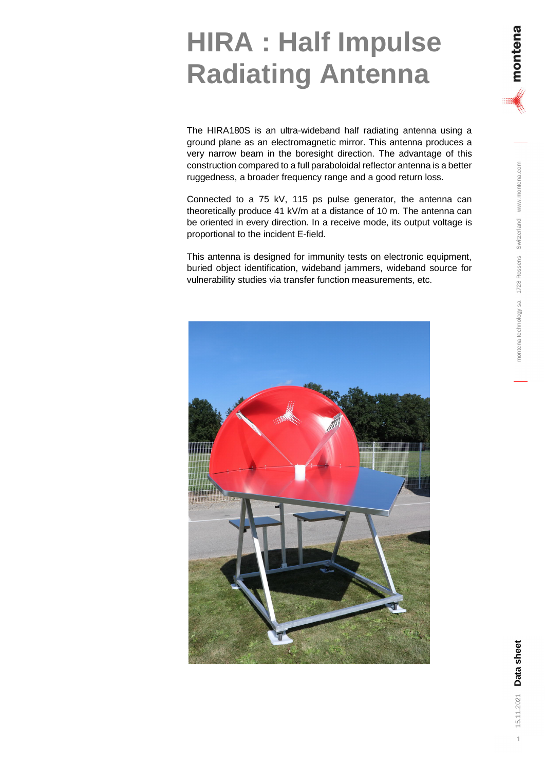# HIRA : Half Impulse Radiating Antenna

The HIRA180S is an ultra-wideband half radiating antenna using a ground plane as an electromagnetic mirror. This antenna produces a very narrow beam in the boresight direction. The advantage of this construction compared to a full paraboloidal reflector antenna is a better ruggedness, a broader frequency range and a good return loss.

Connected to a 75 kV, 115 ps pulse generator, the antenna can theoretically produce 41 kV/m at a distance of 10 m. The antenna can be oriented in every direction. In a receive mode, its output voltage is proportional to the incident E-field.

This antenna is designed for immunity tests on electronic equipment, buried object identification, wideband jammers, wideband source for vulnerability studies via transfer function measurements, etc.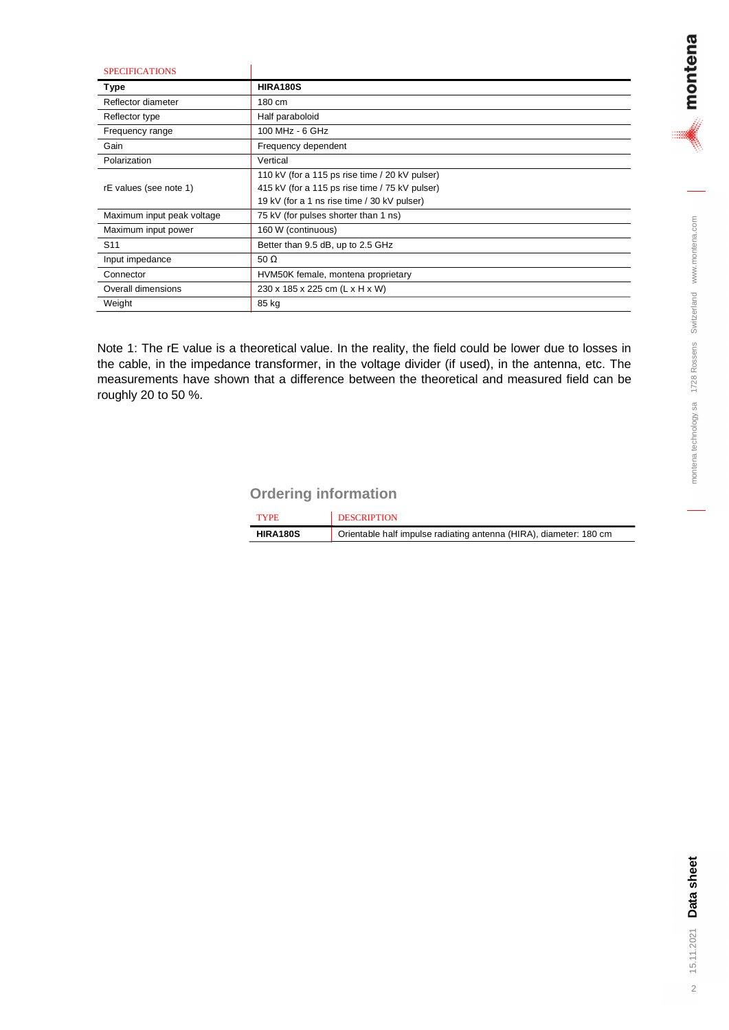| SPECIFICATIONS | |
|---|---|
| **Type** | **HIRA180S** |
| Reflector diameter | 180 cm |
| Reflector type | Half paraboloid |
| Frequency range | 100 MHz - 6 GHz |
| Gain | Frequency dependent |
| Polarization | Vertical |
| rE values (see note 1) | 110 kV (for a 115 ps rise time / 20 kV pulser)<br>415 kV (for a 115 ps rise time / 75 kV pulser)<br>19 kV (for a 1 ns rise time / 30 kV pulser) |
| Maximum input peak voltage | 75 kV (for pulses shorter than 1 ns) |
| Maximum input power | 160 W (continuous) |
| S11 | Better than 9.5 dB, up to 2.5 GHz |
| Input impedance | 50 Ω |
| Connector | HVM50K female, montena proprietary |
| Overall dimensions | 230 x 185 x 225 cm (L x H x W) |
| Weight | 85 kg |

Note 1: The rE value is a theoretical value. In the reality, the field could be lower due to losses in the cable, in the impedance transformer, in the voltage divider (if used), in the antenna, etc. The measurements have shown that a difference between the theoretical and measured field can be roughly 20 to 50 %.

## Ordering information

| TYPE | DESCRIPTION |
|---|---|
| **HIRA180S** | Orientable half impulse radiating antenna (HIRA), diameter: 180 cm |